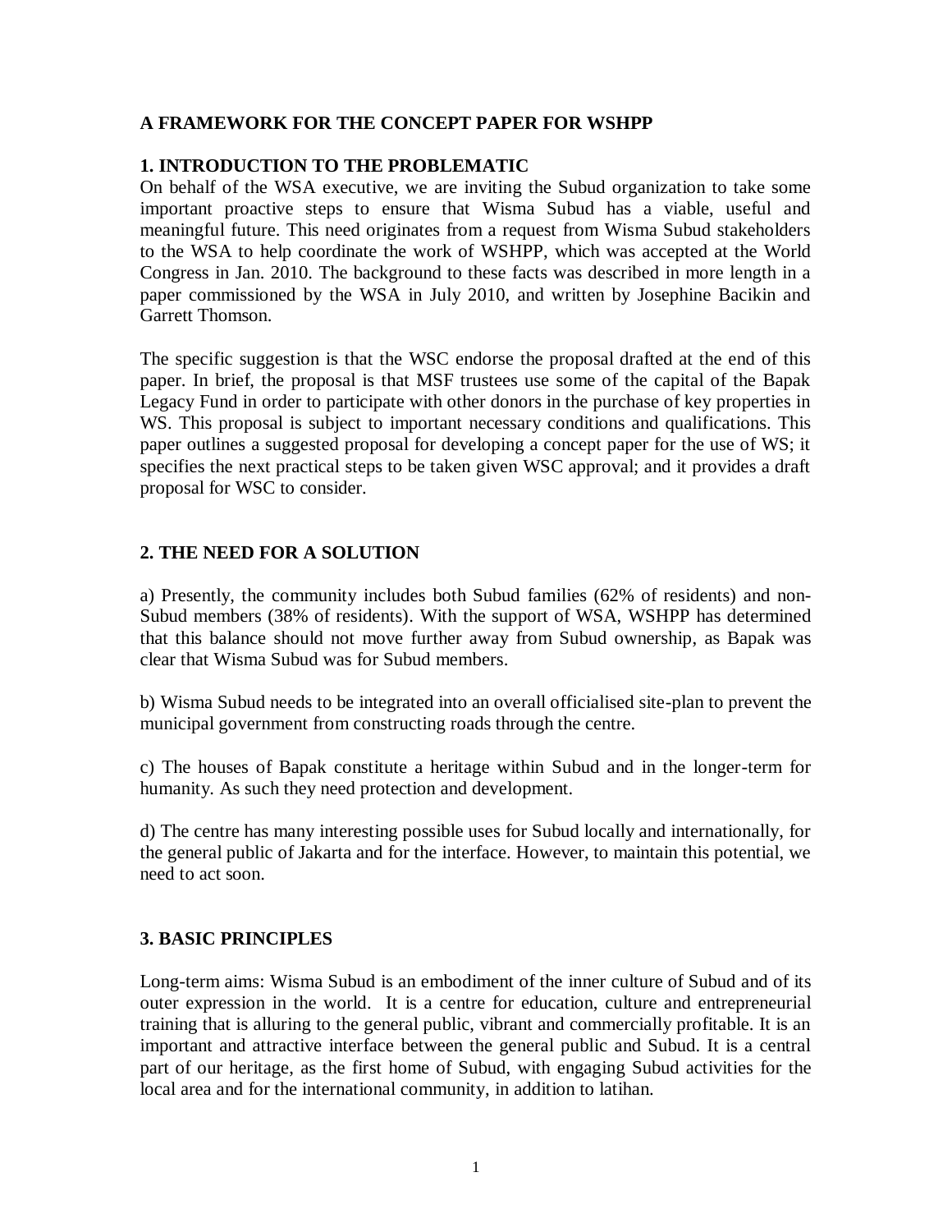## A FRAMEWORK FOR THE CONCEPT PAPER FOR WSHPP

### 1. INTRODUCTION TO THE PROBLEMATIC

On behalf of the WSA executive, we are inviting the Subud organization to take some important proactive steps to ensure that Wisma Subud has a viable, useful and meaningful future. This need originates from a request from Wisma Subud stakeholders to the WSA to help coordinate the work of WSHPP, which was accepted at the World Congress in Jan. 2010. The background to these facts was described in more length in a paper commissioned by the WSA in July 2010, and written by Josephine Bacikin and Garrett Thomson.

The specific suggestion is that the WSC endorse the proposal drafted at the end of this paper. In brief, the proposal is that MSF trustees use some of the capital of the Bapak Legacy Fund in order to participate with other donors in the purchase of key properties in WS. This proposal is subject to important necessary conditions and qualifications. This paper outlines a suggested proposal for developing a concept paper for the use of WS; it specifies the next practical steps to be taken given WSC approval; and it provides a draft proposal for WSC to consider.

### 2. THE NEED FOR A SOLUTION

a) Presently, the community includes both Subud families (62% of residents) and non-Subud members (38% of residents). With the support of WSA, WSHPP has determined that this balance should not move further away from Subud ownership, as Bapak was clear that Wisma Subud was for Subud members.

b) Wisma Subud needs to be integrated into an overall officialised site-plan to prevent the municipal government from constructing roads through the centre.

c) The houses of Bapak constitute a heritage within Subud and in the longer-term for humanity. As such they need protection and development.

d) The centre has many interesting possible uses for Subud locally and internationally, for the general public of Jakarta and for the interface. However, to maintain this potential, we need to act soon.

### 3. BASIC PRINCIPLES

Long-term aims: Wisma Subud is an embodiment of the inner culture of Subud and of its outer expression in the world. It is a centre for education, culture and entrepreneurial training that is alluring to the general public, vibrant and commercially profitable. It is an important and attractive interface between the general public and Subud. It is a central part of our heritage, as the first home of Subud, with engaging Subud activities for the local area and for the international community, in addition to latihan.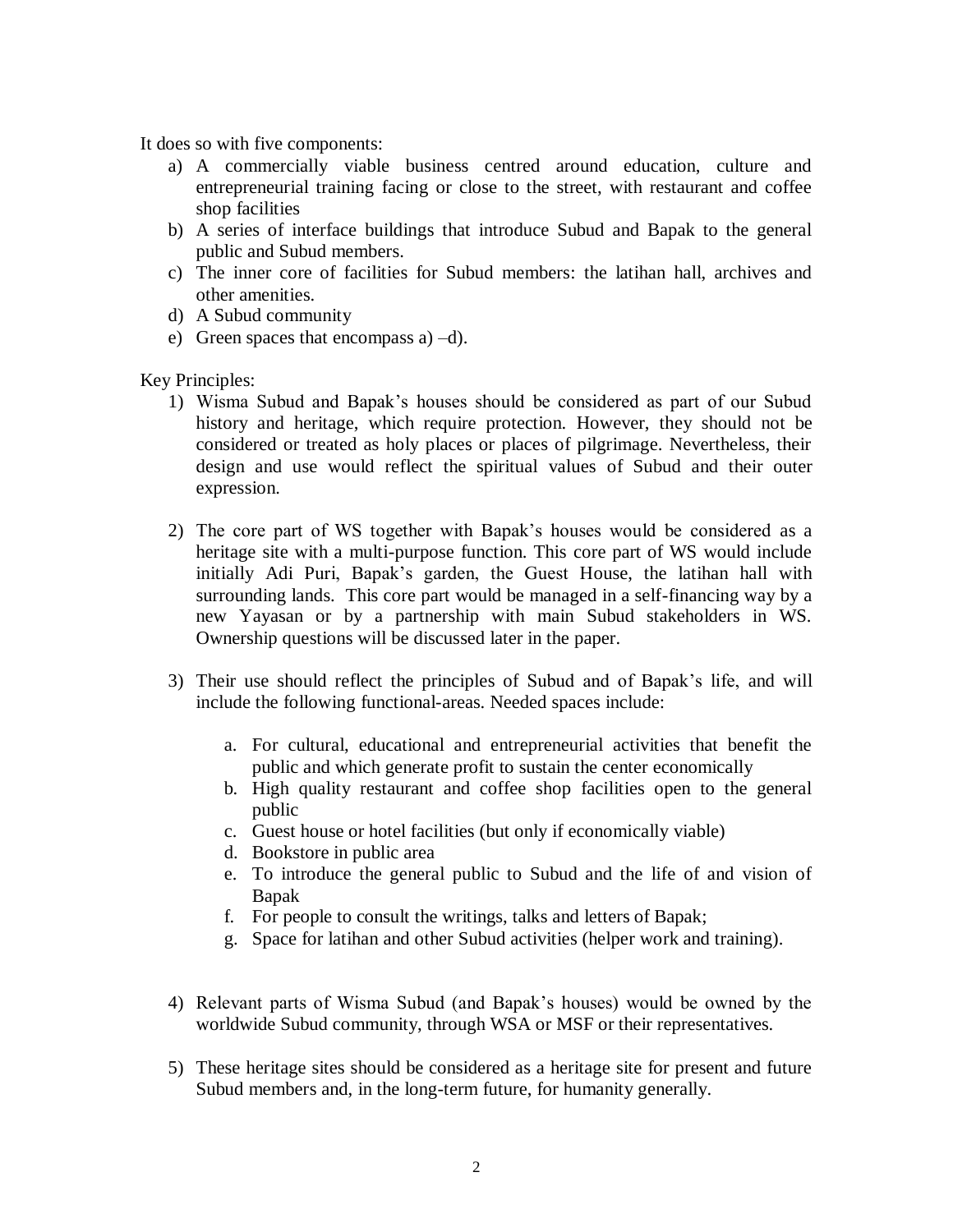It does so with five components:

a) A commercially viable business centred around education, culture and entrepreneurial training facing or close to the street, with restaurant and coffee shop facilities
b) A series of interface buildings that introduce Subud and Bapak to the general public and Subud members.
c) The inner core of facilities for Subud members: the latihan hall, archives and other amenities.
d) A Subud community
e) Green spaces that encompass a) –d).

Key Principles:

1) Wisma Subud and Bapak's houses should be considered as part of our Subud history and heritage, which require protection. However, they should not be considered or treated as holy places or places of pilgrimage. Nevertheless, their design and use would reflect the spiritual values of Subud and their outer expression.

2) The core part of WS together with Bapak's houses would be considered as a heritage site with a multi-purpose function. This core part of WS would include initially Adi Puri, Bapak's garden, the Guest House, the latihan hall with surrounding lands. This core part would be managed in a self-financing way by a new Yayasan or by a partnership with main Subud stakeholders in WS. Ownership questions will be discussed later in the paper.

3) Their use should reflect the principles of Subud and of Bapak's life, and will include the following functional-areas. Needed spaces include:

    a. For cultural, educational and entrepreneurial activities that benefit the public and which generate profit to sustain the center economically
    b. High quality restaurant and coffee shop facilities open to the general public
    c. Guest house or hotel facilities (but only if economically viable)
    d. Bookstore in public area
    e. To introduce the general public to Subud and the life of and vision of Bapak
    f. For people to consult the writings, talks and letters of Bapak;
    g. Space for latihan and other Subud activities (helper work and training).

4) Relevant parts of Wisma Subud (and Bapak's houses) would be owned by the worldwide Subud community, through WSA or MSF or their representatives.

5) These heritage sites should be considered as a heritage site for present and future Subud members and, in the long-term future, for humanity generally.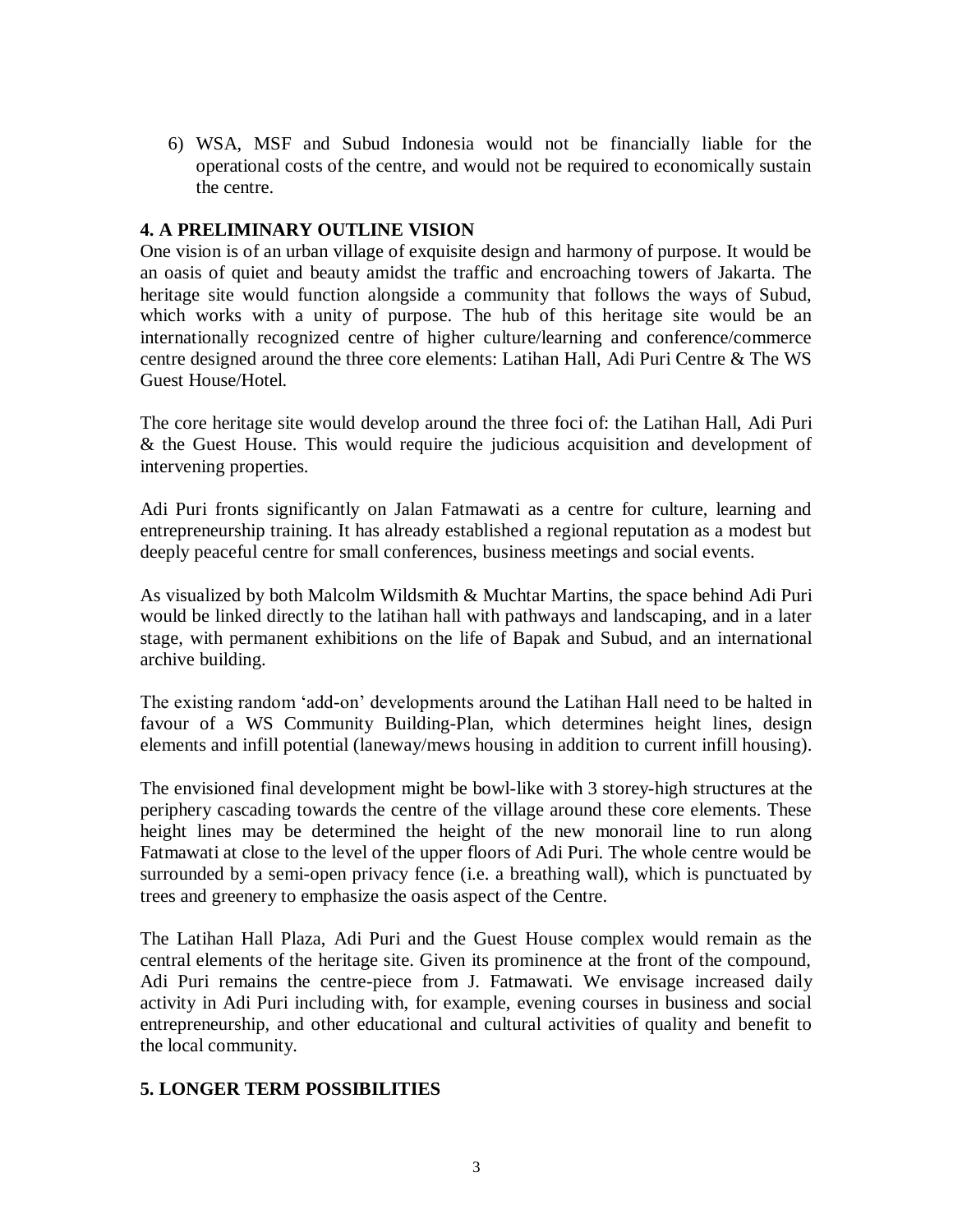6) WSA, MSF and Subud Indonesia would not be financially liable for the operational costs of the centre, and would not be required to economically sustain the centre.

## 4. A PRELIMINARY OUTLINE VISION

One vision is of an urban village of exquisite design and harmony of purpose. It would be an oasis of quiet and beauty amidst the traffic and encroaching towers of Jakarta. The heritage site would function alongside a community that follows the ways of Subud, which works with a unity of purpose. The hub of this heritage site would be an internationally recognized centre of higher culture/learning and conference/commerce centre designed around the three core elements: Latihan Hall, Adi Puri Centre & The WS Guest House/Hotel.

The core heritage site would develop around the three foci of: the Latihan Hall, Adi Puri & the Guest House. This would require the judicious acquisition and development of intervening properties.

Adi Puri fronts significantly on Jalan Fatmawati as a centre for culture, learning and entrepreneurship training. It has already established a regional reputation as a modest but deeply peaceful centre for small conferences, business meetings and social events.

As visualized by both Malcolm Wildsmith & Muchtar Martins, the space behind Adi Puri would be linked directly to the latihan hall with pathways and landscaping, and in a later stage, with permanent exhibitions on the life of Bapak and Subud, and an international archive building.

The existing random 'add-on' developments around the Latihan Hall need to be halted in favour of a WS Community Building-Plan, which determines height lines, design elements and infill potential (laneway/mews housing in addition to current infill housing).

The envisioned final development might be bowl-like with 3 storey-high structures at the periphery cascading towards the centre of the village around these core elements. These height lines may be determined the height of the new monorail line to run along Fatmawati at close to the level of the upper floors of Adi Puri. The whole centre would be surrounded by a semi-open privacy fence (i.e. a breathing wall), which is punctuated by trees and greenery to emphasize the oasis aspect of the Centre.

The Latihan Hall Plaza, Adi Puri and the Guest House complex would remain as the central elements of the heritage site. Given its prominence at the front of the compound, Adi Puri remains the centre-piece from J. Fatmawati. We envisage increased daily activity in Adi Puri including with, for example, evening courses in business and social entrepreneurship, and other educational and cultural activities of quality and benefit to the local community.

## 5. LONGER TERM POSSIBILITIES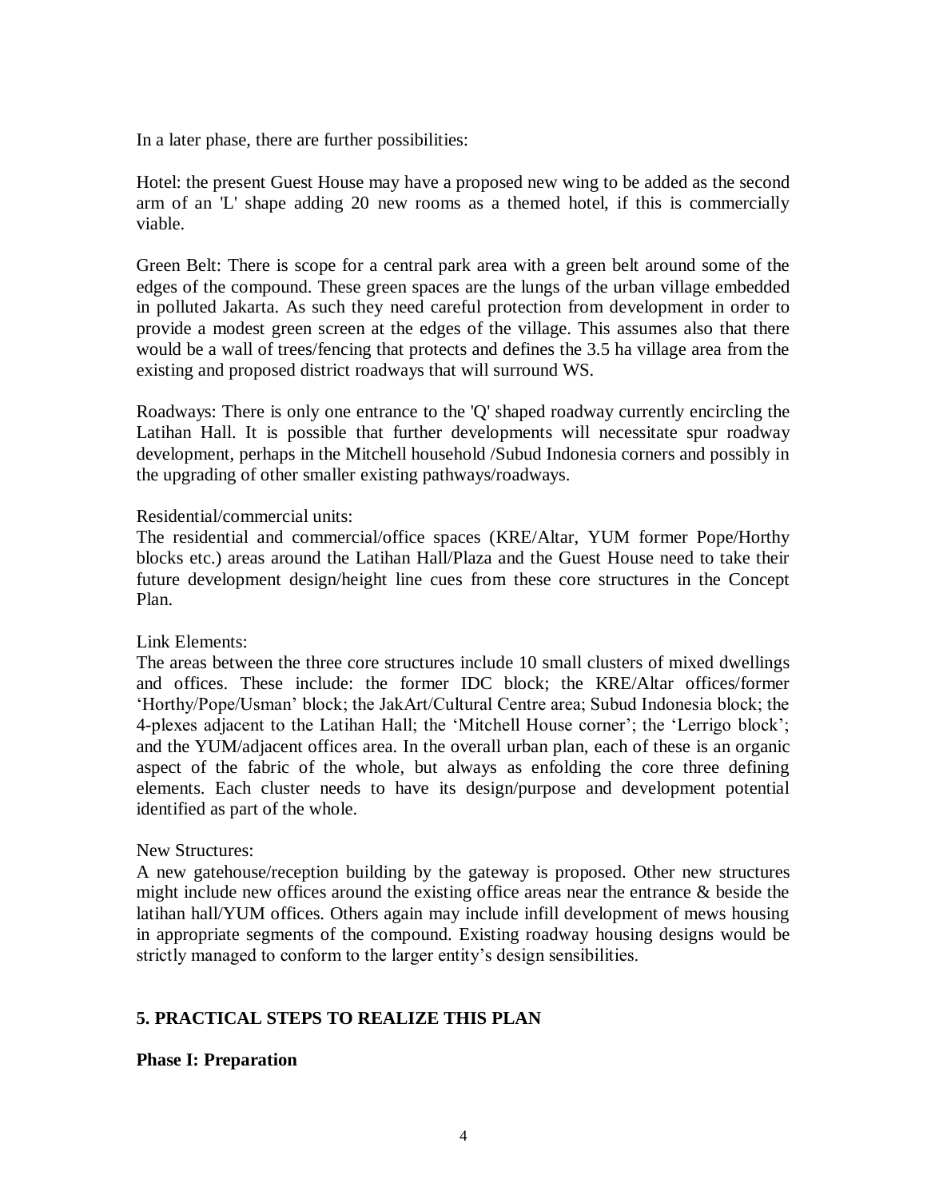In a later phase, there are further possibilities:

Hotel: the present Guest House may have a proposed new wing to be added as the second arm of an 'L' shape adding 20 new rooms as a themed hotel, if this is commercially viable.

Green Belt: There is scope for a central park area with a green belt around some of the edges of the compound. These green spaces are the lungs of the urban village embedded in polluted Jakarta. As such they need careful protection from development in order to provide a modest green screen at the edges of the village. This assumes also that there would be a wall of trees/fencing that protects and defines the 3.5 ha village area from the existing and proposed district roadways that will surround WS.

Roadways: There is only one entrance to the 'Q' shaped roadway currently encircling the Latihan Hall. It is possible that further developments will necessitate spur roadway development, perhaps in the Mitchell household /Subud Indonesia corners and possibly in the upgrading of other smaller existing pathways/roadways.

Residential/commercial units:
The residential and commercial/office spaces (KRE/Altar, YUM former Pope/Horthy blocks etc.) areas around the Latihan Hall/Plaza and the Guest House need to take their future development design/height line cues from these core structures in the Concept Plan.

Link Elements:
The areas between the three core structures include 10 small clusters of mixed dwellings and offices. These include: the former IDC block; the KRE/Altar offices/former 'Horthy/Pope/Usman' block; the JakArt/Cultural Centre area; Subud Indonesia block; the 4-plexes adjacent to the Latihan Hall; the 'Mitchell House corner'; the 'Lerrigo block'; and the YUM/adjacent offices area. In the overall urban plan, each of these is an organic aspect of the fabric of the whole, but always as enfolding the core three defining elements. Each cluster needs to have its design/purpose and development potential identified as part of the whole.

New Structures:
A new gatehouse/reception building by the gateway is proposed. Other new structures might include new offices around the existing office areas near the entrance & beside the latihan hall/YUM offices. Others again may include infill development of mews housing in appropriate segments of the compound. Existing roadway housing designs would be strictly managed to conform to the larger entity's design sensibilities.

## 5. PRACTICAL STEPS TO REALIZE THIS PLAN

### Phase I: Preparation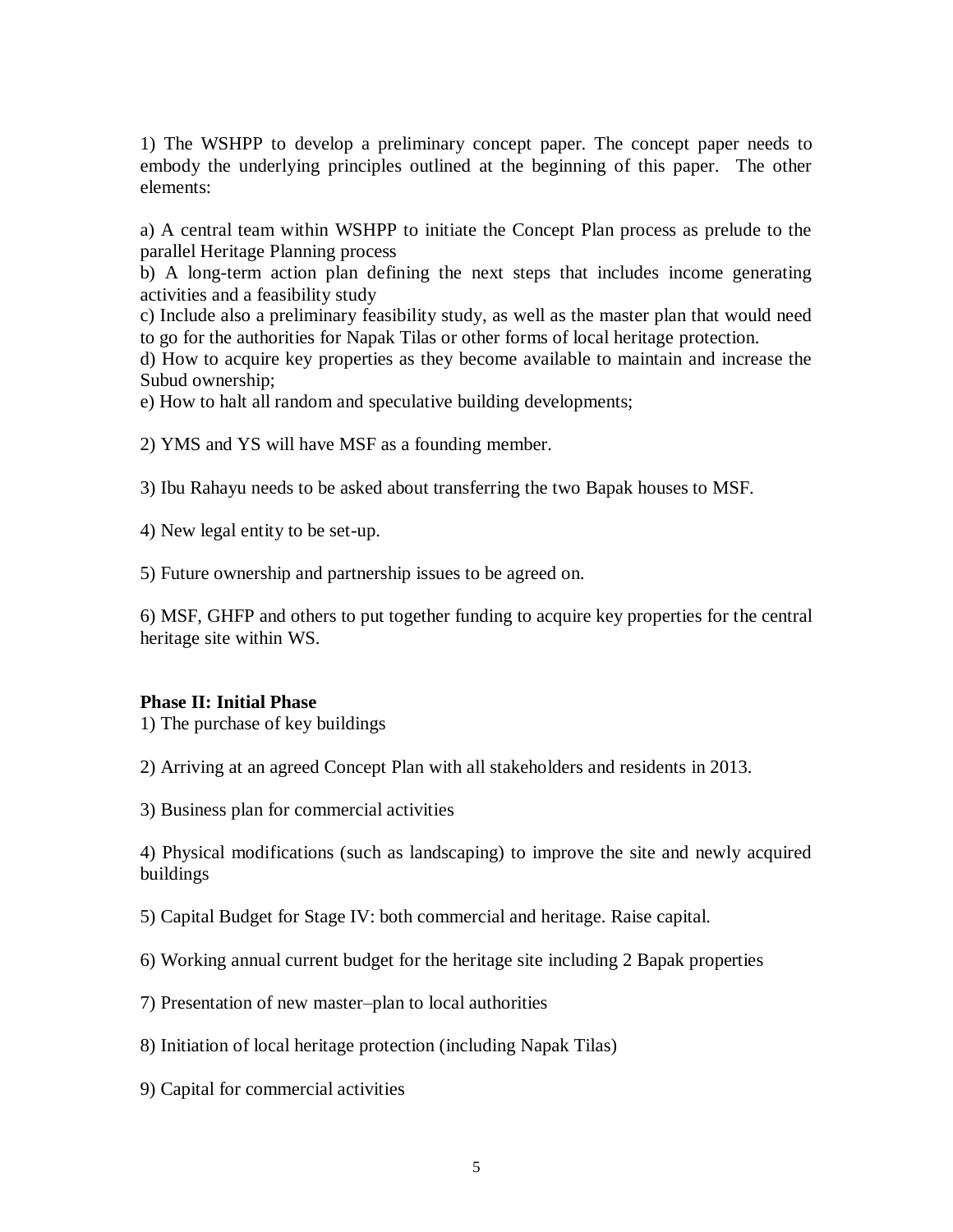1) The WSHPP to develop a preliminary concept paper. The concept paper needs to embody the underlying principles outlined at the beginning of this paper. The other elements:

a) A central team within WSHPP to initiate the Concept Plan process as prelude to the parallel Heritage Planning process
b) A long-term action plan defining the next steps that includes income generating activities and a feasibility study
c) Include also a preliminary feasibility study, as well as the master plan that would need to go for the authorities for Napak Tilas or other forms of local heritage protection.
d) How to acquire key properties as they become available to maintain and increase the Subud ownership;
e) How to halt all random and speculative building developments;

2) YMS and YS will have MSF as a founding member.

3) Ibu Rahayu needs to be asked about transferring the two Bapak houses to MSF.

4) New legal entity to be set-up.

5) Future ownership and partnership issues to be agreed on.

6) MSF, GHFP and others to put together funding to acquire key properties for the central heritage site within WS.

**Phase II: Initial Phase**

1) The purchase of key buildings

2) Arriving at an agreed Concept Plan with all stakeholders and residents in 2013.

3) Business plan for commercial activities

4) Physical modifications (such as landscaping) to improve the site and newly acquired buildings

5) Capital Budget for Stage IV: both commercial and heritage. Raise capital.

6) Working annual current budget for the heritage site including 2 Bapak properties

7) Presentation of new master–plan to local authorities

8) Initiation of local heritage protection (including Napak Tilas)

9) Capital for commercial activities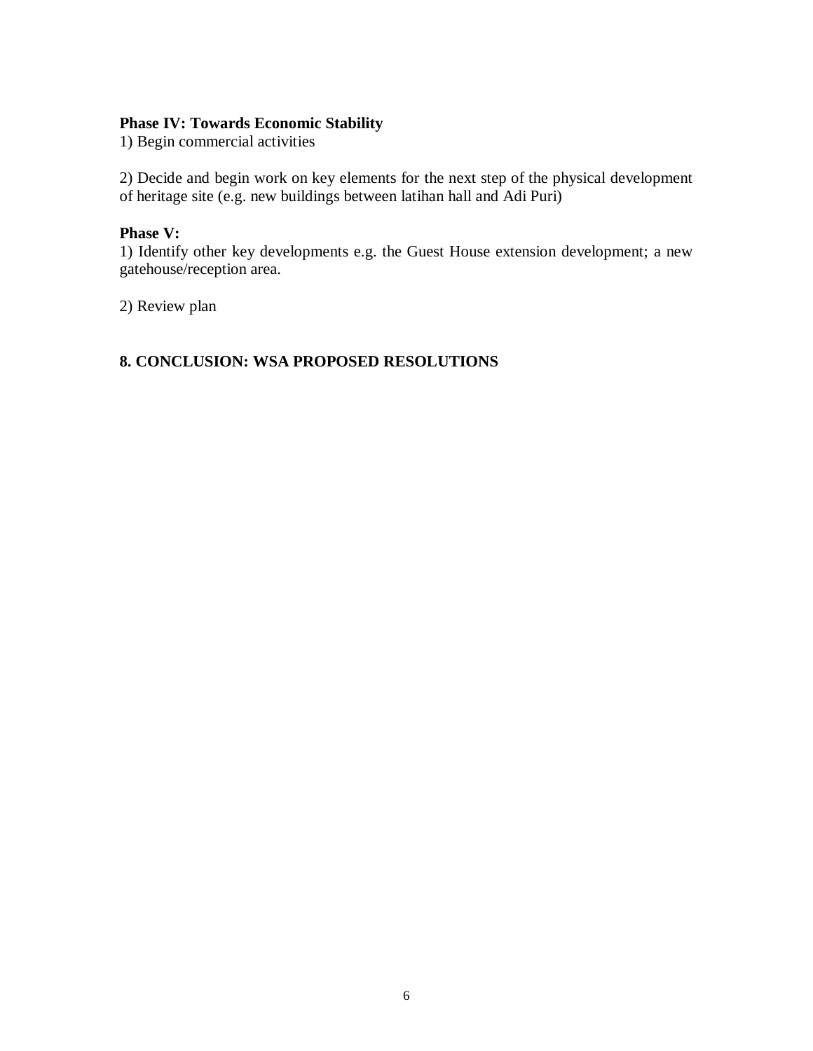**Phase IV: Towards Economic Stability**

1) Begin commercial activities

2) Decide and begin work on key elements for the next step of the physical development of heritage site (e.g. new buildings between latihan hall and Adi Puri)

**Phase V:**

1) Identify other key developments e.g. the Guest House extension development; a new gatehouse/reception area.

2) Review plan

## 8. CONCLUSION: WSA PROPOSED RESOLUTIONS